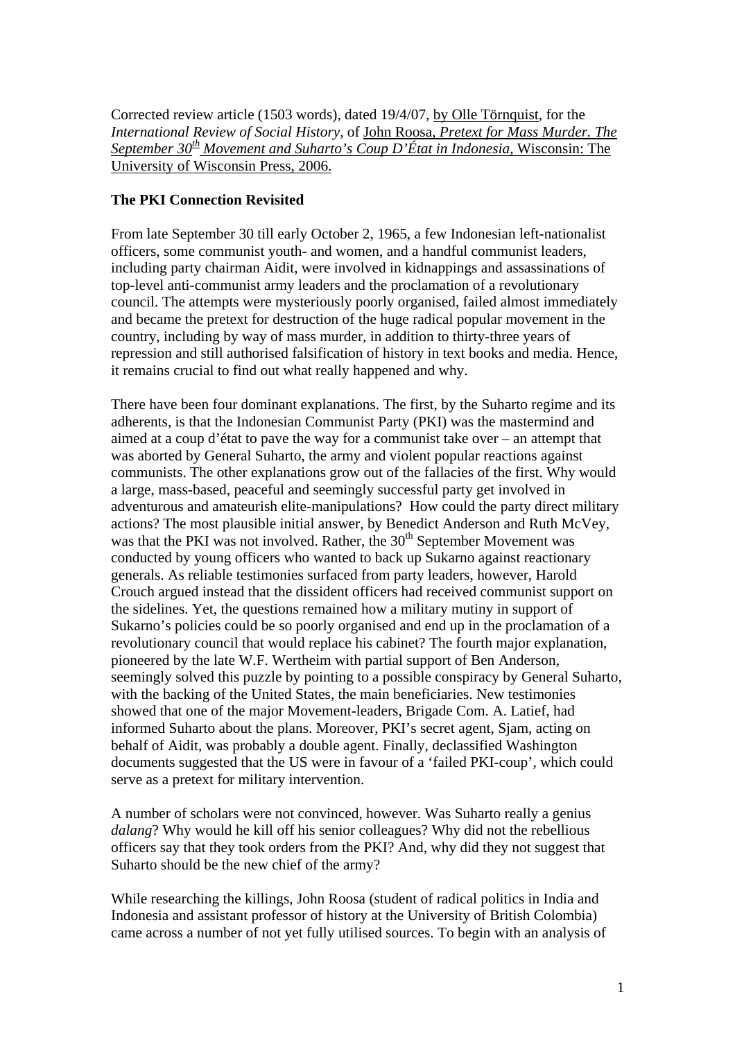Corrected review article (1503 words), dated 19/4/07, by Olle Törnquist, for the *International Review of Social History*, of John Roosa, *Pretext for Mass Murder. The September 30th Movement and Suharto's Coup D'État in Indonesia,* Wisconsin: The University of Wisconsin Press, 2006.

**The PKI Connection Revisited**

From late September 30 till early October 2, 1965, a few Indonesian left-nationalist officers, some communist youth- and women, and a handful communist leaders, including party chairman Aidit, were involved in kidnappings and assassinations of top-level anti-communist army leaders and the proclamation of a revolutionary council. The attempts were mysteriously poorly organised, failed almost immediately and became the pretext for destruction of the huge radical popular movement in the country, including by way of mass murder, in addition to thirty-three years of repression and still authorised falsification of history in text books and media. Hence, it remains crucial to find out what really happened and why.

There have been four dominant explanations. The first, by the Suharto regime and its adherents, is that the Indonesian Communist Party (PKI) was the mastermind and aimed at a coup d'état to pave the way for a communist take over – an attempt that was aborted by General Suharto, the army and violent popular reactions against communists. The other explanations grow out of the fallacies of the first. Why would a large, mass-based, peaceful and seemingly successful party get involved in adventurous and amateurish elite-manipulations? How could the party direct military actions? The most plausible initial answer, by Benedict Anderson and Ruth McVey, was that the PKI was not involved. Rather, the 30th September Movement was conducted by young officers who wanted to back up Sukarno against reactionary generals. As reliable testimonies surfaced from party leaders, however, Harold Crouch argued instead that the dissident officers had received communist support on the sidelines. Yet, the questions remained how a military mutiny in support of Sukarno's policies could be so poorly organised and end up in the proclamation of a revolutionary council that would replace his cabinet? The fourth major explanation, pioneered by the late W.F. Wertheim with partial support of Ben Anderson, seemingly solved this puzzle by pointing to a possible conspiracy by General Suharto, with the backing of the United States, the main beneficiaries. New testimonies showed that one of the major Movement-leaders, Brigade Com. A. Latief, had informed Suharto about the plans. Moreover, PKI's secret agent, Sjam, acting on behalf of Aidit, was probably a double agent. Finally, declassified Washington documents suggested that the US were in favour of a 'failed PKI-coup', which could serve as a pretext for military intervention.

A number of scholars were not convinced, however. Was Suharto really a genius *dalang*? Why would he kill off his senior colleagues? Why did not the rebellious officers say that they took orders from the PKI? And, why did they not suggest that Suharto should be the new chief of the army?

While researching the killings, John Roosa (student of radical politics in India and Indonesia and assistant professor of history at the University of British Colombia) came across a number of not yet fully utilised sources. To begin with an analysis of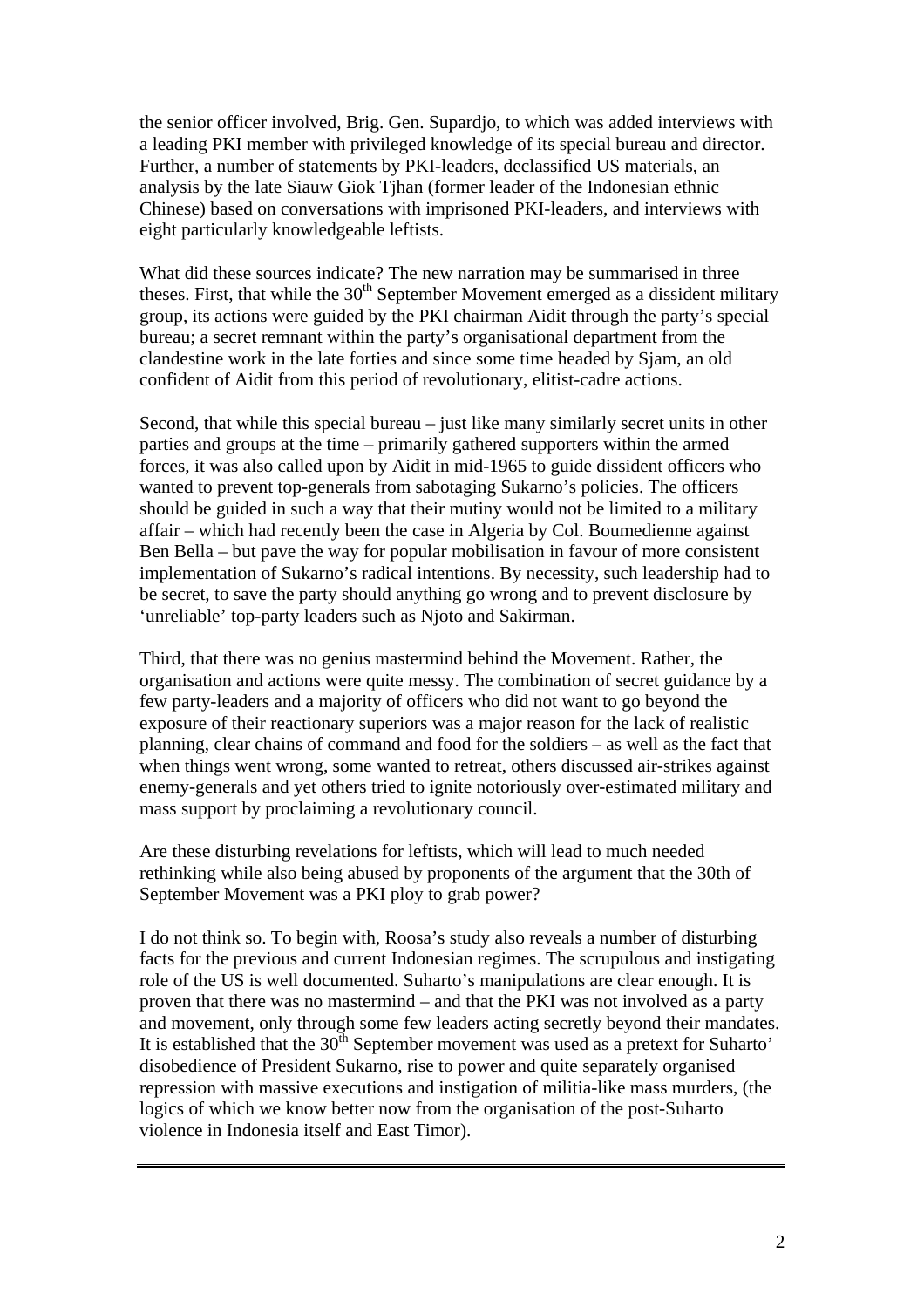the senior officer involved, Brig. Gen. Supardjo, to which was added interviews with a leading PKI member with privileged knowledge of its special bureau and director. Further, a number of statements by PKI-leaders, declassified US materials, an analysis by the late Siauw Giok Tjhan (former leader of the Indonesian ethnic Chinese) based on conversations with imprisoned PKI-leaders, and interviews with eight particularly knowledgeable leftists.

What did these sources indicate? The new narration may be summarised in three theses. First, that while the 30th September Movement emerged as a dissident military group, its actions were guided by the PKI chairman Aidit through the party's special bureau; a secret remnant within the party's organisational department from the clandestine work in the late forties and since some time headed by Sjam, an old confident of Aidit from this period of revolutionary, elitist-cadre actions.

Second, that while this special bureau – just like many similarly secret units in other parties and groups at the time – primarily gathered supporters within the armed forces, it was also called upon by Aidit in mid-1965 to guide dissident officers who wanted to prevent top-generals from sabotaging Sukarno's policies. The officers should be guided in such a way that their mutiny would not be limited to a military affair – which had recently been the case in Algeria by Col. Boumedienne against Ben Bella – but pave the way for popular mobilisation in favour of more consistent implementation of Sukarno's radical intentions. By necessity, such leadership had to be secret, to save the party should anything go wrong and to prevent disclosure by 'unreliable' top-party leaders such as Njoto and Sakirman.

Third, that there was no genius mastermind behind the Movement. Rather, the organisation and actions were quite messy. The combination of secret guidance by a few party-leaders and a majority of officers who did not want to go beyond the exposure of their reactionary superiors was a major reason for the lack of realistic planning, clear chains of command and food for the soldiers – as well as the fact that when things went wrong, some wanted to retreat, others discussed air-strikes against enemy-generals and yet others tried to ignite notoriously over-estimated military and mass support by proclaiming a revolutionary council.

Are these disturbing revelations for leftists, which will lead to much needed rethinking while also being abused by proponents of the argument that the 30th of September Movement was a PKI ploy to grab power?

I do not think so. To begin with, Roosa's study also reveals a number of disturbing facts for the previous and current Indonesian regimes. The scrupulous and instigating role of the US is well documented. Suharto's manipulations are clear enough. It is proven that there was no mastermind – and that the PKI was not involved as a party and movement, only through some few leaders acting secretly beyond their mandates. It is established that the 30th September movement was used as a pretext for Suharto' disobedience of President Sukarno, rise to power and quite separately organised repression with massive executions and instigation of militia-like mass murders, (the logics of which we know better now from the organisation of the post-Suharto violence in Indonesia itself and East Timor).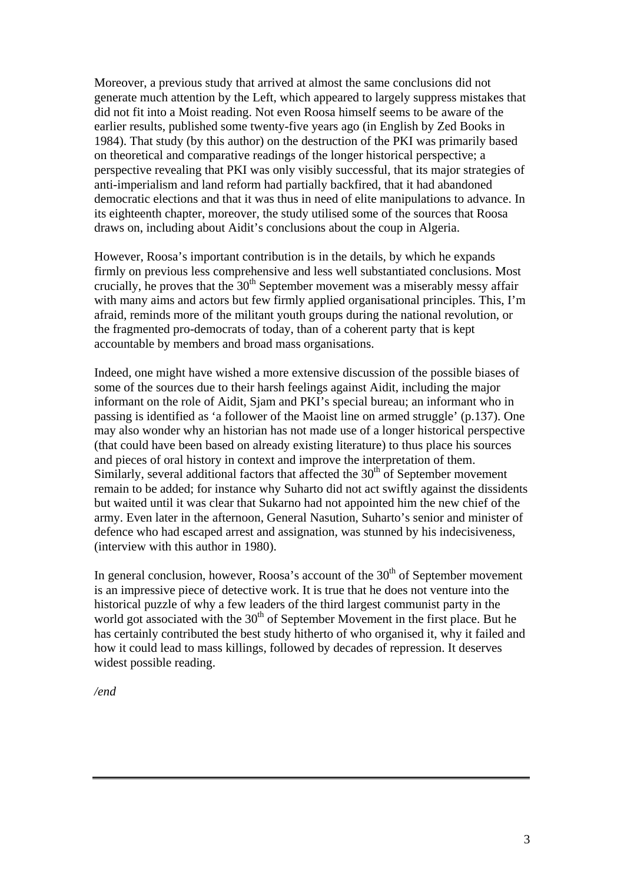Moreover, a previous study that arrived at almost the same conclusions did not generate much attention by the Left, which appeared to largely suppress mistakes that did not fit into a Moist reading. Not even Roosa himself seems to be aware of the earlier results, published some twenty-five years ago (in English by Zed Books in 1984). That study (by this author) on the destruction of the PKI was primarily based on theoretical and comparative readings of the longer historical perspective; a perspective revealing that PKI was only visibly successful, that its major strategies of anti-imperialism and land reform had partially backfired, that it had abandoned democratic elections and that it was thus in need of elite manipulations to advance. In its eighteenth chapter, moreover, the study utilised some of the sources that Roosa draws on, including about Aidit's conclusions about the coup in Algeria.

However, Roosa's important contribution is in the details, by which he expands firmly on previous less comprehensive and less well substantiated conclusions. Most crucially, he proves that the 30th September movement was a miserably messy affair with many aims and actors but few firmly applied organisational principles. This, I'm afraid, reminds more of the militant youth groups during the national revolution, or the fragmented pro-democrats of today, than of a coherent party that is kept accountable by members and broad mass organisations.

Indeed, one might have wished a more extensive discussion of the possible biases of some of the sources due to their harsh feelings against Aidit, including the major informant on the role of Aidit, Sjam and PKI's special bureau; an informant who in passing is identified as 'a follower of the Maoist line on armed struggle' (p.137). One may also wonder why an historian has not made use of a longer historical perspective (that could have been based on already existing literature) to thus place his sources and pieces of oral history in context and improve the interpretation of them. Similarly, several additional factors that affected the 30th of September movement remain to be added; for instance why Suharto did not act swiftly against the dissidents but waited until it was clear that Sukarno had not appointed him the new chief of the army. Even later in the afternoon, General Nasution, Suharto's senior and minister of defence who had escaped arrest and assignation, was stunned by his indecisiveness, (interview with this author in 1980).

In general conclusion, however, Roosa's account of the 30th of September movement is an impressive piece of detective work. It is true that he does not venture into the historical puzzle of why a few leaders of the third largest communist party in the world got associated with the 30th of September Movement in the first place. But he has certainly contributed the best study hitherto of who organised it, why it failed and how it could lead to mass killings, followed by decades of repression. It deserves widest possible reading.

*/end*